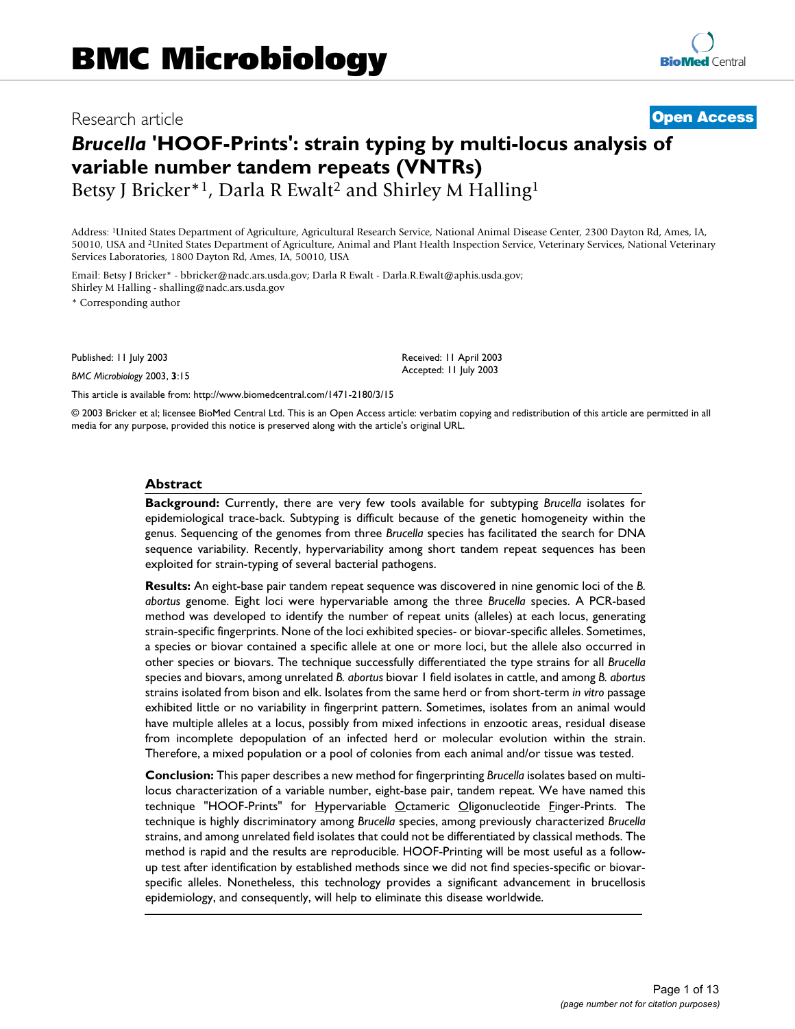# BMC Microbiology

Research article **Open Access**

# *Brucella* 'HOOF-Prints': strain typing by multi-locus analysis of variable number tandem repeats (VNTRs)

Betsy J Bricker*[1], Darla R Ewalt[2] and Shirley M Halling[1]

Address: [1]United States Department of Agriculture, Agricultural Research Service, National Animal Disease Center, 2300 Dayton Rd, Ames, IA, 50010, USA and [2]United States Department of Agriculture, Animal and Plant Health Inspection Service, Veterinary Services, National Veterinary Services Laboratories, 1800 Dayton Rd, Ames, IA, 50010, USA

Email: Betsy J Bricker* - bbricker@nadc.ars.usda.gov; Darla R Ewalt - Darla.R.Ewalt@aphis.usda.gov; Shirley M Halling - shalling@nadc.ars.usda.gov

\* Corresponding author

Published: 11 July 2003

*BMC Microbiology* 2003, **3**:15

Received: 11 April 2003
Accepted: 11 July 2003

This article is available from: http://www.biomedcentral.com/1471-2180/3/15

© 2003 Bricker et al; licensee BioMed Central Ltd. This is an Open Access article: verbatim copying and redistribution of this article are permitted in all media for any purpose, provided this notice is preserved along with the article's original URL.

## Abstract

**Background:** Currently, there are very few tools available for subtyping *Brucella* isolates for epidemiological trace-back. Subtyping is difficult because of the genetic homogeneity within the genus. Sequencing of the genomes from three *Brucella* species has facilitated the search for DNA sequence variability. Recently, hypervariability among short tandem repeat sequences has been exploited for strain-typing of several bacterial pathogens.

**Results:** An eight-base pair tandem repeat sequence was discovered in nine genomic loci of the *B. abortus* genome. Eight loci were hypervariable among the three *Brucella* species. A PCR-based method was developed to identify the number of repeat units (alleles) at each locus, generating strain-specific fingerprints. None of the loci exhibited species- or biovar-specific alleles. Sometimes, a species or biovar contained a specific allele at one or more loci, but the allele also occurred in other species or biovars. The technique successfully differentiated the type strains for all *Brucella* species and biovars, among unrelated *B. abortus* biovar 1 field isolates in cattle, and among *B. abortus* strains isolated from bison and elk. Isolates from the same herd or from short-term *in vitro* passage exhibited little or no variability in fingerprint pattern. Sometimes, isolates from an animal would have multiple alleles at a locus, possibly from mixed infections in enzootic areas, residual disease from incomplete depopulation of an infected herd or molecular evolution within the strain. Therefore, a mixed population or a pool of colonies from each animal and/or tissue was tested.

**Conclusion:** This paper describes a new method for fingerprinting *Brucella* isolates based on multi-locus characterization of a variable number, eight-base pair, tandem repeat. We have named this technique "HOOF-Prints" for Hypervariable Octameric Oligonucleotide Finger-Prints. The technique is highly discriminatory among *Brucella* species, among previously characterized *Brucella* strains, and among unrelated field isolates that could not be differentiated by classical methods. The method is rapid and the results are reproducible. HOOF-Printing will be most useful as a follow-up test after identification by established methods since we did not find species-specific or biovar-specific alleles. Nonetheless, this technology provides a significant advancement in brucellosis epidemiology, and consequently, will help to eliminate this disease worldwide.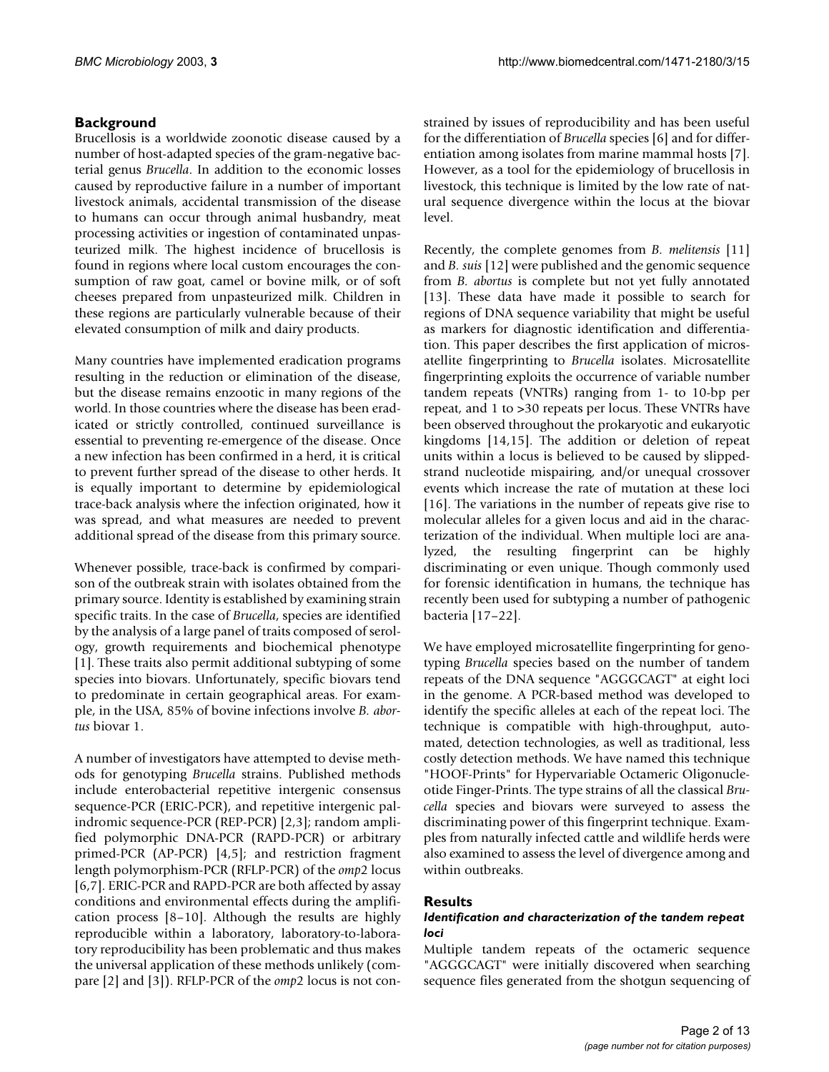## Background

Brucellosis is a worldwide zoonotic disease caused by a number of host-adapted species of the gram-negative bacterial genus *Brucella*. In addition to the economic losses caused by reproductive failure in a number of important livestock animals, accidental transmission of the disease to humans can occur through animal husbandry, meat processing activities or ingestion of contaminated unpasteurized milk. The highest incidence of brucellosis is found in regions where local custom encourages the consumption of raw goat, camel or bovine milk, or of soft cheeses prepared from unpasteurized milk. Children in these regions are particularly vulnerable because of their elevated consumption of milk and dairy products.

Many countries have implemented eradication programs resulting in the reduction or elimination of the disease, but the disease remains enzootic in many regions of the world. In those countries where the disease has been eradicated or strictly controlled, continued surveillance is essential to preventing re-emergence of the disease. Once a new infection has been confirmed in a herd, it is critical to prevent further spread of the disease to other herds. It is equally important to determine by epidemiological trace-back analysis where the infection originated, how it was spread, and what measures are needed to prevent additional spread of the disease from this primary source.

Whenever possible, trace-back is confirmed by comparison of the outbreak strain with isolates obtained from the primary source. Identity is established by examining strain specific traits. In the case of *Brucella*, species are identified by the analysis of a large panel of traits composed of serology, growth requirements and biochemical phenotype [1]. These traits also permit additional subtyping of some species into biovars. Unfortunately, specific biovars tend to predominate in certain geographical areas. For example, in the USA, 85% of bovine infections involve *B. abortus* biovar 1.

A number of investigators have attempted to devise methods for genotyping *Brucella* strains. Published methods include enterobacterial repetitive intergenic consensus sequence-PCR (ERIC-PCR), and repetitive intergenic palindromic sequence-PCR (REP-PCR) [2,3]; random amplified polymorphic DNA-PCR (RAPD-PCR) or arbitrary primed-PCR (AP-PCR) [4,5]; and restriction fragment length polymorphism-PCR (RFLP-PCR) of the *omp*2 locus [6,7]. ERIC-PCR and RAPD-PCR are both affected by assay conditions and environmental effects during the amplification process [8–10]. Although the results are highly reproducible within a laboratory, laboratory-to-laboratory reproducibility has been problematic and thus makes the universal application of these methods unlikely (compare [2] and [3]). RFLP-PCR of the *omp*2 locus is not constrained by issues of reproducibility and has been useful for the differentiation of *Brucella* species [6] and for differentiation among isolates from marine mammal hosts [7]. However, as a tool for the epidemiology of brucellosis in livestock, this technique is limited by the low rate of natural sequence divergence within the locus at the biovar level.

Recently, the complete genomes from *B. melitensis* [11] and *B. suis* [12] were published and the genomic sequence from *B. abortus* is complete but not yet fully annotated [13]. These data have made it possible to search for regions of DNA sequence variability that might be useful as markers for diagnostic identification and differentiation. This paper describes the first application of microsatellite fingerprinting to *Brucella* isolates. Microsatellite fingerprinting exploits the occurrence of variable number tandem repeats (VNTRs) ranging from 1- to 10-bp per repeat, and 1 to >30 repeats per locus. These VNTRs have been observed throughout the prokaryotic and eukaryotic kingdoms [14,15]. The addition or deletion of repeat units within a locus is believed to be caused by slipped-strand nucleotide mispairing, and/or unequal crossover events which increase the rate of mutation at these loci [16]. The variations in the number of repeats give rise to molecular alleles for a given locus and aid in the characterization of the individual. When multiple loci are analyzed, the resulting fingerprint can be highly discriminating or even unique. Though commonly used for forensic identification in humans, the technique has recently been used for subtyping a number of pathogenic bacteria [17–22].

We have employed microsatellite fingerprinting for genotyping *Brucella* species based on the number of tandem repeats of the DNA sequence "AGGGCAGT" at eight loci in the genome. A PCR-based method was developed to identify the specific alleles at each of the repeat loci. The technique is compatible with high-throughput, automated, detection technologies, as well as traditional, less costly detection methods. We have named this technique "HOOF-Prints" for Hypervariable Octameric Oligonucleotide Finger-Prints. The type strains of all the classical *Brucella* species and biovars were surveyed to assess the discriminating power of this fingerprint technique. Examples from naturally infected cattle and wildlife herds were also examined to assess the level of divergence among and within outbreaks.

## Results

### *Identification and characterization of the tandem repeat loci*

Multiple tandem repeats of the octameric sequence "AGGGCAGT" were initially discovered when searching sequence files generated from the shotgun sequencing of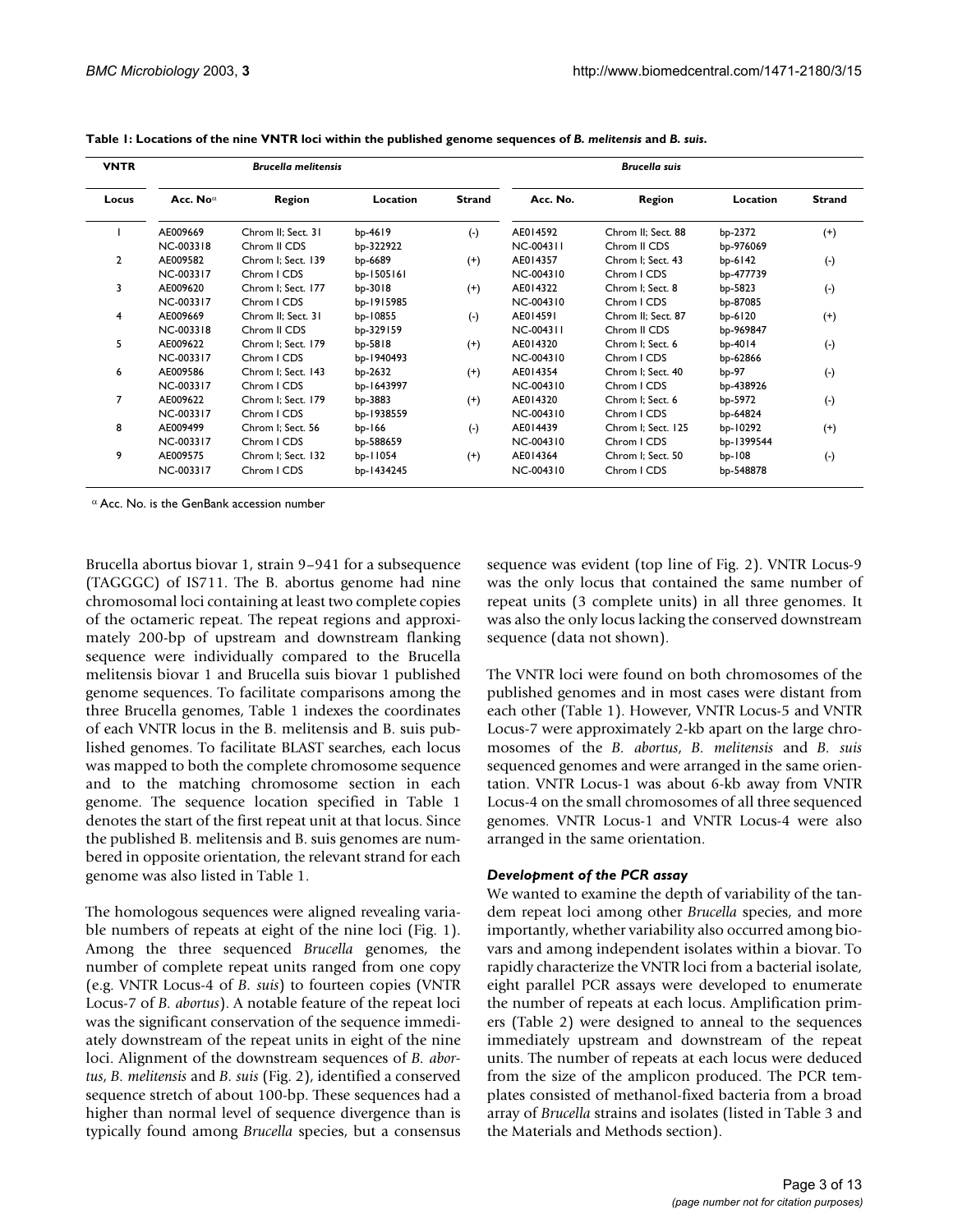**Table 1: Locations of the nine VNTR loci within the published genome sequences of *B. melitensis* and *B. suis*.**

| VNTR | *Brucella melitensis* | | | | *Brucella suis* | | | |
|---|---|---|---|---|---|---|---|---|
| Locus | Acc. No[α] | Region | Location | Strand | Acc. No. | Region | Location | Strand |
| 1 | AE009669<br>NC-003318 | Chrom II; Sect. 31<br>Chrom II CDS | bp-4619<br>bp-322922 | (-) | AE014592<br>NC-004311 | Chrom II; Sect. 88<br>Chrom II CDS | bp-2372<br>bp-976069 | (+) |
| 2 | AE009582<br>NC-003317 | Chrom I; Sect. 139<br>Chrom I CDS | bp-6689<br>bp-1505161 | (+) | AE014357<br>NC-004310 | Chrom I; Sect. 43<br>Chrom I CDS | bp-6142<br>bp-477739 | (-) |
| 3 | AE009620<br>NC-003317 | Chrom I; Sect. 177<br>Chrom I CDS | bp-3018<br>bp-1915985 | (+) | AE014322<br>NC-004310 | Chrom I; Sect. 8<br>Chrom I CDS | bp-5823<br>bp-87085 | (-) |
| 4 | AE009669<br>NC-003318 | Chrom II; Sect. 31<br>Chrom II CDS | bp-10855<br>bp-329159 | (-) | AE014591<br>NC-004311 | Chrom II; Sect. 87<br>Chrom II CDS | bp-6120<br>bp-969847 | (+) |
| 5 | AE009622<br>NC-003317 | Chrom I; Sect. 179<br>Chrom I CDS | bp-5818<br>bp-1940493 | (+) | AE014320<br>NC-004310 | Chrom I; Sect. 6<br>Chrom I CDS | bp-4014<br>bp-62866 | (-) |
| 6 | AE009586<br>NC-003317 | Chrom I; Sect. 143<br>Chrom I CDS | bp-2632<br>bp-1643997 | (+) | AE014354<br>NC-004310 | Chrom I; Sect. 40<br>Chrom I CDS | bp-97<br>bp-438926 | (-) |
| 7 | AE009622<br>NC-003317 | Chrom I; Sect. 179<br>Chrom I CDS | bp-3883<br>bp-1938559 | (+) | AE014320<br>NC-004310 | Chrom I; Sect. 6<br>Chrom I CDS | bp-5972<br>bp-64824 | (-) |
| 8 | AE009499<br>NC-003317 | Chrom I; Sect. 56<br>Chrom I CDS | bp-166<br>bp-588659 | (-) | AE014439<br>NC-004310 | Chrom I; Sect. 125<br>Chrom I CDS | bp-10292<br>bp-1399544 | (+) |
| 9 | AE009575<br>NC-003317 | Chrom I; Sect. 132<br>Chrom I CDS | bp-11054<br>bp-1434245 | (+) | AE014364<br>NC-004310 | Chrom I; Sect. 50<br>Chrom I CDS | bp-108<br>bp-548878 | (-) |

[α] Acc. No. is the GenBank accession number

Brucella abortus biovar 1, strain 9–941 for a subsequence (TAGGGC) of IS711. The B. abortus genome had nine chromosomal loci containing at least two complete copies of the octameric repeat. The repeat regions and approximately 200-bp of upstream and downstream flanking sequence were individually compared to the Brucella melitensis biovar 1 and Brucella suis biovar 1 published genome sequences. To facilitate comparisons among the three Brucella genomes, Table 1 indexes the coordinates of each VNTR locus in the B. melitensis and B. suis published genomes. To facilitate BLAST searches, each locus was mapped to both the complete chromosome sequence and to the matching chromosome section in each genome. The sequence location specified in Table 1 denotes the start of the first repeat unit at that locus. Since the published B. melitensis and B. suis genomes are numbered in opposite orientation, the relevant strand for each genome was also listed in Table 1.

The homologous sequences were aligned revealing variable numbers of repeats at eight of the nine loci (Fig. 1). Among the three sequenced *Brucella* genomes, the number of complete repeat units ranged from one copy (e.g. VNTR Locus-4 of *B. suis*) to fourteen copies (VNTR Locus-7 of *B. abortus*). A notable feature of the repeat loci was the significant conservation of the sequence immediately downstream of the repeat units in eight of the nine loci. Alignment of the downstream sequences of *B. abortus*, *B. melitensis* and *B. suis* (Fig. 2), identified a conserved sequence stretch of about 100-bp. These sequences had a higher than normal level of sequence divergence than is typically found among *Brucella* species, but a consensus sequence was evident (top line of Fig. 2). VNTR Locus-9 was the only locus that contained the same number of repeat units (3 complete units) in all three genomes. It was also the only locus lacking the conserved downstream sequence (data not shown).

The VNTR loci were found on both chromosomes of the published genomes and in most cases were distant from each other (Table 1). However, VNTR Locus-5 and VNTR Locus-7 were approximately 2-kb apart on the large chromosomes of the *B. abortus*, *B. melitensis* and *B. suis* sequenced genomes and were arranged in the same orientation. VNTR Locus-1 was about 6-kb away from VNTR Locus-4 on the small chromosomes of all three sequenced genomes. VNTR Locus-1 and VNTR Locus-4 were also arranged in the same orientation.

### *Development of the PCR assay*

We wanted to examine the depth of variability of the tandem repeat loci among other *Brucella* species, and more importantly, whether variability also occurred among biovars and among independent isolates within a biovar. To rapidly characterize the VNTR loci from a bacterial isolate, eight parallel PCR assays were developed to enumerate the number of repeats at each locus. Amplification primers (Table 2) were designed to anneal to the sequences immediately upstream and downstream of the repeat units. The number of repeats at each locus were deduced from the size of the amplicon produced. The PCR templates consisted of methanol-fixed bacteria from a broad array of *Brucella* strains and isolates (listed in Table 3 and the Materials and Methods section).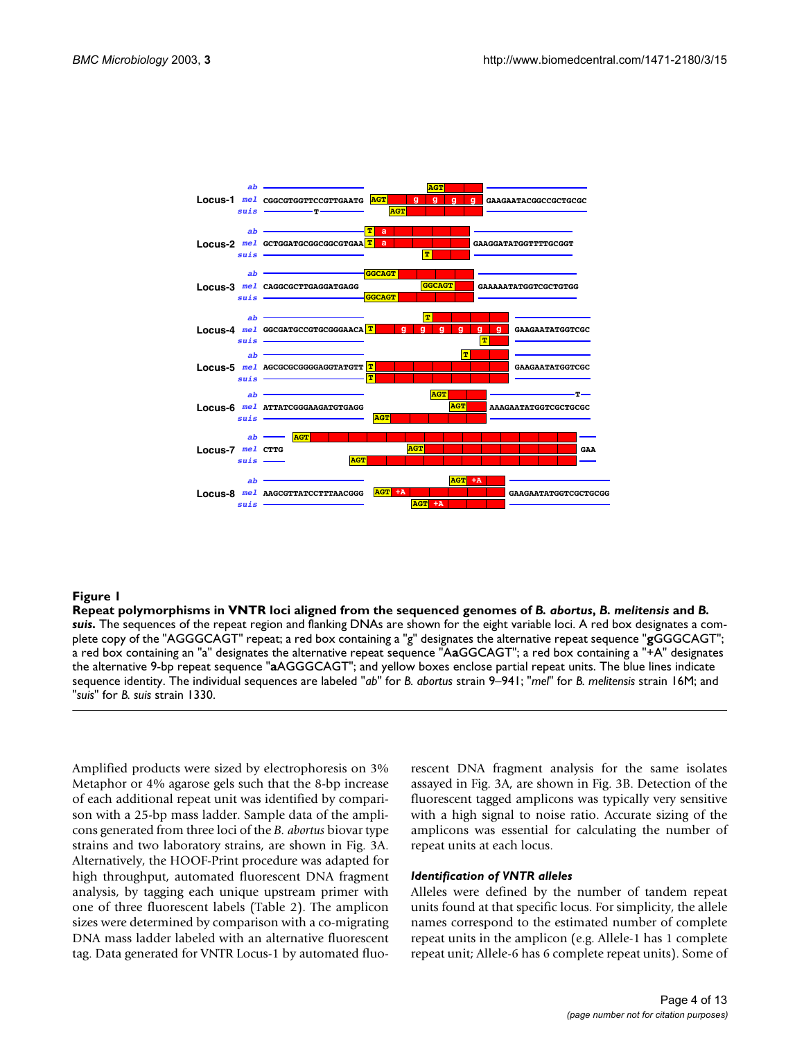**Figure 1**

**Repeat polymorphisms in VNTR loci aligned from the sequenced genomes of *B. abortus*, *B. melitensis* and *B. suis*.** The sequences of the repeat region and flanking DNAs are shown for the eight variable loci. A red box designates a complete copy of the "AGGGCAGT" repeat; a red box containing a "g" designates the alternative repeat sequence "**g**GGGCAGT"; a red box containing an "a" designates the alternative repeat sequence "A**a**GGCAGT"; a red box containing a "+A" designates the alternative 9-bp repeat sequence "**a**AGGGCAGT"; and yellow boxes enclose partial repeat units. The blue lines indicate sequence identity. The individual sequences are labeled "*ab*" for *B. abortus* strain 9–941; "*mel*" for *B. melitensis* strain 16M; and "*suis*" for *B. suis* strain 1330.

Amplified products were sized by electrophoresis on 3% Metaphor or 4% agarose gels such that the 8-bp increase of each additional repeat unit was identified by comparison with a 25-bp mass ladder. Sample data of the amplicons generated from three loci of the *B. abortus* biovar type strains and two laboratory strains, are shown in Fig. 3A. Alternatively, the HOOF-Print procedure was adapted for high throughput, automated fluorescent DNA fragment analysis, by tagging each unique upstream primer with one of three fluorescent labels (Table 2). The amplicon sizes were determined by comparison with a co-migrating DNA mass ladder labeled with an alternative fluorescent tag. Data generated for VNTR Locus-1 by automated fluorescent DNA fragment analysis for the same isolates assayed in Fig. 3A, are shown in Fig. 3B. Detection of the fluorescent tagged amplicons was typically very sensitive with a high signal to noise ratio. Accurate sizing of the amplicons was essential for calculating the number of repeat units at each locus.

### *Identification of VNTR alleles*

Alleles were defined by the number of tandem repeat units found at that specific locus. For simplicity, the allele names correspond to the estimated number of complete repeat units in the amplicon (e.g. Allele-1 has 1 complete repeat unit; Allele-6 has 6 complete repeat units). Some of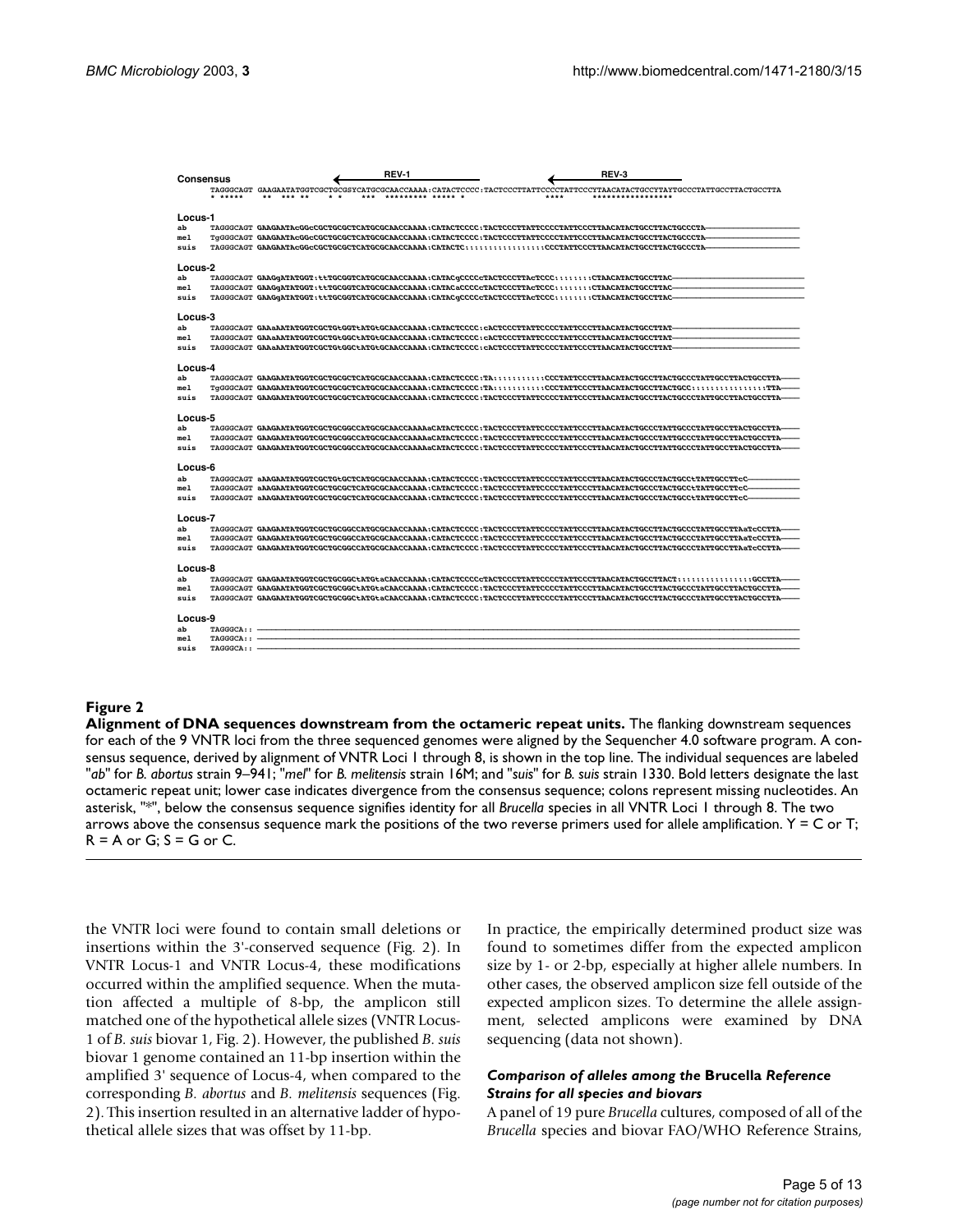**Figure 2**

**Alignment of DNA sequences downstream from the octameric repeat units.** The flanking downstream sequences for each of the 9 VNTR loci from the three sequenced genomes were aligned by the Sequencher 4.0 software program. A consensus sequence, derived by alignment of VNTR Loci 1 through 8, is shown in the top line. The individual sequences are labeled "*ab*" for *B. abortus* strain 9–941; "*mel*" for *B. melitensis* strain 16M; and "*suis*" for *B. suis* strain 1330. Bold letters designate the last octameric repeat unit; lower case indicates divergence from the consensus sequence; colons represent missing nucleotides. An asterisk, "*", below the consensus sequence signifies identity for all *Brucella* species in all VNTR Loci 1 through 8. The two arrows above the consensus sequence mark the positions of the two reverse primers used for allele amplification. Y = C or T; R = A or G; S = G or C.

the VNTR loci were found to contain small deletions or insertions within the 3'-conserved sequence (Fig. 2). In VNTR Locus-1 and VNTR Locus-4, these modifications occurred within the amplified sequence. When the mutation affected a multiple of 8-bp, the amplicon still matched one of the hypothetical allele sizes (VNTR Locus-1 of *B. suis* biovar 1, Fig. 2). However, the published *B. suis* biovar 1 genome contained an 11-bp insertion within the amplified 3' sequence of Locus-4, when compared to the corresponding *B. abortus* and *B. melitensis* sequences (Fig. 2). This insertion resulted in an alternative ladder of hypothetical allele sizes that was offset by 11-bp.

In practice, the empirically determined product size was found to sometimes differ from the expected amplicon size by 1- or 2-bp, especially at higher allele numbers. In other cases, the observed amplicon size fell outside of the expected amplicon sizes. To determine the allele assignment, selected amplicons were examined by DNA sequencing (data not shown).

### *Comparison of alleles among the* Brucella *Reference Strains for all species and biovars*

A panel of 19 pure *Brucella* cultures, composed of all of the *Brucella* species and biovar FAO/WHO Reference Strains,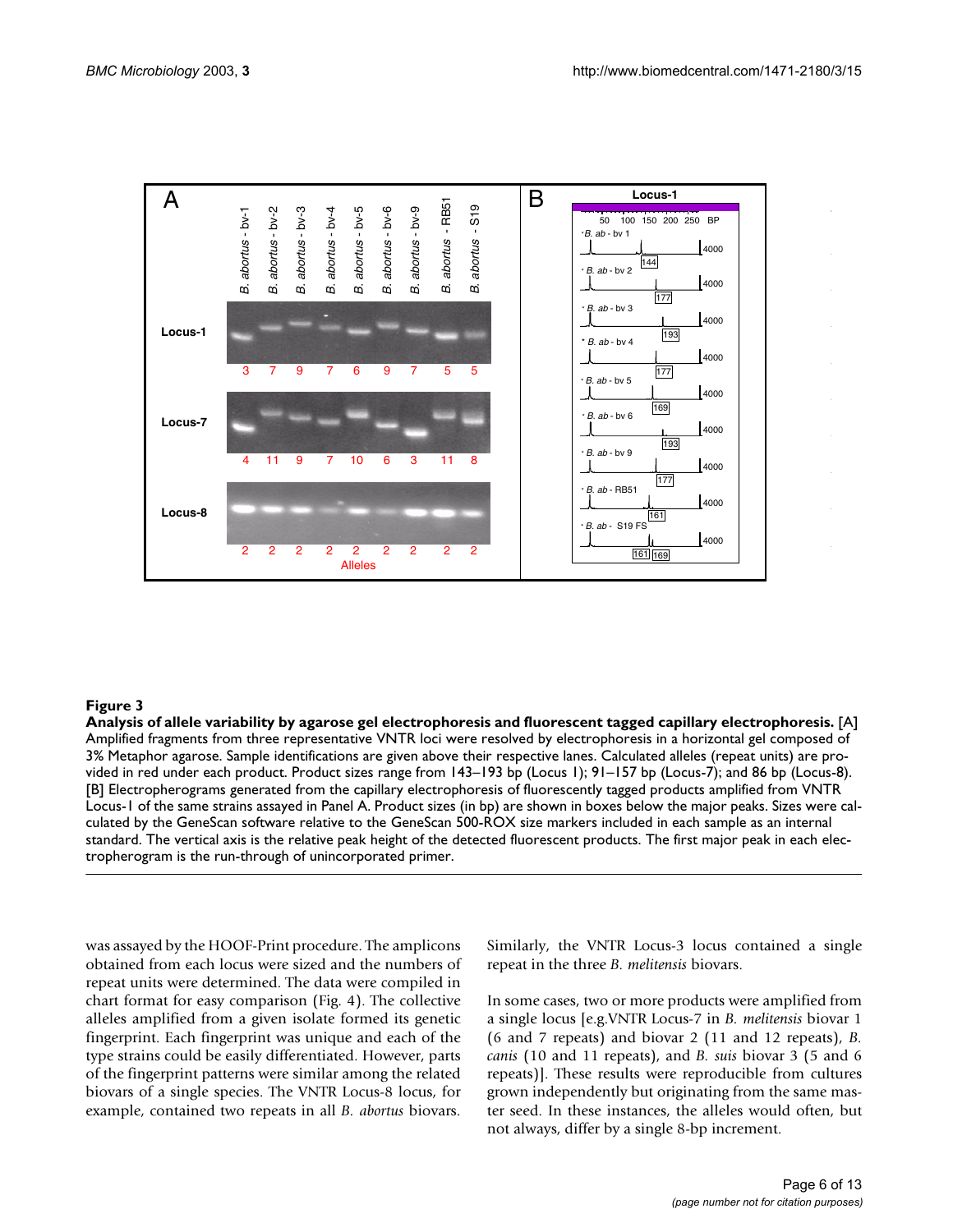**Figure 3**

**Analysis of allele variability by agarose gel electrophoresis and fluorescent tagged capillary electrophoresis.** [A] Amplified fragments from three representative VNTR loci were resolved by electrophoresis in a horizontal gel composed of 3% Metaphor agarose. Sample identifications are given above their respective lanes. Calculated alleles (repeat units) are provided in red under each product. Product sizes range from 143–193 bp (Locus 1); 91–157 bp (Locus-7); and 86 bp (Locus-8). [B] Electropherograms generated from the capillary electrophoresis of fluorescently tagged products amplified from VNTR Locus-1 of the same strains assayed in Panel A. Product sizes (in bp) are shown in boxes below the major peaks. Sizes were calculated by the GeneScan software relative to the GeneScan 500-ROX size markers included in each sample as an internal standard. The vertical axis is the relative peak height of the detected fluorescent products. The first major peak in each electropherogram is the run-through of unincorporated primer.

was assayed by the HOOF-Print procedure. The amplicons obtained from each locus were sized and the numbers of repeat units were determined. The data were compiled in chart format for easy comparison (Fig. 4). The collective alleles amplified from a given isolate formed its genetic fingerprint. Each fingerprint was unique and each of the type strains could be easily differentiated. However, parts of the fingerprint patterns were similar among the related biovars of a single species. The VNTR Locus-8 locus, for example, contained two repeats in all *B. abortus* biovars. Similarly, the VNTR Locus-3 locus contained a single repeat in the three *B. melitensis* biovars.

In some cases, two or more products were amplified from a single locus [e.g.VNTR Locus-7 in *B. melitensis* biovar 1 (6 and 7 repeats) and biovar 2 (11 and 12 repeats), *B. canis* (10 and 11 repeats), and *B. suis* biovar 3 (5 and 6 repeats)]. These results were reproducible from cultures grown independently but originating from the same master seed. In these instances, the alleles would often, but not always, differ by a single 8-bp increment.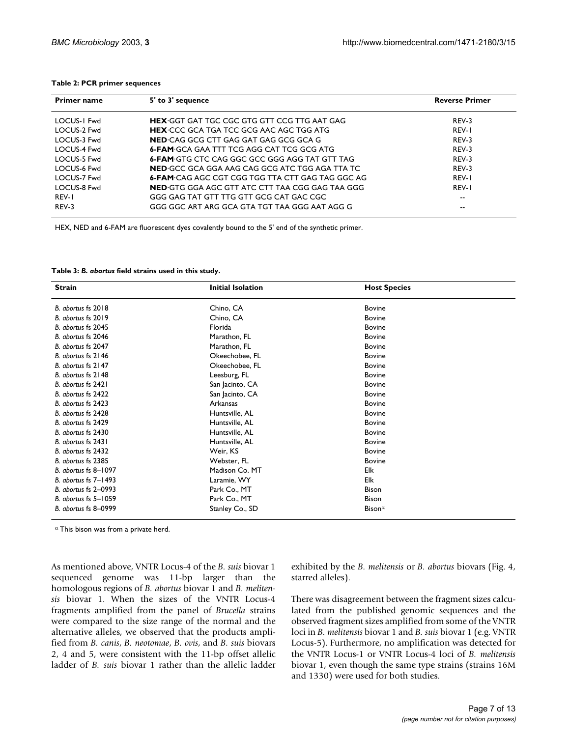**Table 2: PCR primer sequences**

| Primer name | 5' to 3' sequence | Reverse Primer |
| --- | --- | --- |
| LOCUS-1 Fwd | **HEX**·GGT GAT TGC CGC GTG GTT CCG TTG AAT GAG | REV-3 |
| LOCUS-2 Fwd | **HEX**·CCC GCA TGA TCC GCG AAC AGC TGG ATG | REV-1 |
| LOCUS-3 Fwd | **NED**·CAG GCG CTT GAG GAT GAG GCG GCA G | REV-3 |
| LOCUS-4 Fwd | **6-FAM**·GCA GAA TTT TCG AGG CAT TCG GCG ATG | REV-3 |
| LOCUS-5 Fwd | **6-FAM**·GTG CTC CAG GGC GCC GGG AGG TAT GTT TAG | REV-3 |
| LOCUS-6 Fwd | **NED**·GCC GCA GGA AAG CAG GCG ATC TGG AGA TTA TC | REV-3 |
| LOCUS-7 Fwd | **6-FAM**·CAG AGC CGT CGG TGG TTA CTT GAG TAG GGC AG | REV-1 |
| LOCUS-8 Fwd | **NED**·GTG GGA AGC GTT ATC CTT TAA CGG GAG TAA GGG | REV-1 |
| REV-1 | GGG GAG TAT GTT TTG GTT GCG CAT GAC CGC | -- |
| REV-3 | GGG GGC ART ARG GCA GTA TGT TAA GGG AAT AGG G | -- |

HEX, NED and 6-FAM are fluorescent dyes covalently bound to the 5' end of the synthetic primer.

**Table 3: *B. abortus* field strains used in this study.**

| Strain | Initial Isolation | Host Species |
| --- | --- | --- |
| *B. abortus* fs 2018 | Chino, CA | Bovine |
| *B. abortus* fs 2019 | Chino, CA | Bovine |
| *B. abortus* fs 2045 | Florida | Bovine |
| *B. abortus* fs 2046 | Marathon, FL | Bovine |
| *B. abortus* fs 2047 | Marathon, FL | Bovine |
| *B. abortus* fs 2146 | Okeechobee, FL | Bovine |
| *B. abortus* fs 2147 | Okeechobee, FL | Bovine |
| *B. abortus* fs 2148 | Leesburg, FL | Bovine |
| *B. abortus* fs 2421 | San Jacinto, CA | Bovine |
| *B. abortus* fs 2422 | San Jacinto, CA | Bovine |
| *B. abortus* fs 2423 | Arkansas | Bovine |
| *B. abortus* fs 2428 | Huntsville, AL | Bovine |
| *B. abortus* fs 2429 | Huntsville, AL | Bovine |
| *B. abortus* fs 2430 | Huntsville, AL | Bovine |
| *B. abortus* fs 2431 | Huntsville, AL | Bovine |
| *B. abortus* fs 2432 | Weir, KS | Bovine |
| *B. abortus* fs 2385 | Webster, FL | Bovine |
| *B. abortus* fs 8–1097 | Madison Co. MT | Elk |
| *B. abortus* fs 7–1493 | Laramie, WY | Elk |
| *B. abortus* fs 2–0993 | Park Co., MT | Bison |
| *B. abortus* fs 5–1059 | Park Co., MT | Bison |
| *B. abortus* fs 8–0999 | Stanley Co., SD | Bison[α] |

[α] This bison was from a private herd.

As mentioned above, VNTR Locus-4 of the *B. suis* biovar 1 sequenced genome was 11-bp larger than the homologous regions of *B. abortus* biovar 1 and *B. melitensis* biovar 1. When the sizes of the VNTR Locus-4 fragments amplified from the panel of *Brucella* strains were compared to the size range of the normal and the alternative alleles, we observed that the products amplified from *B. canis*, *B. neotomae*, *B. ovis*, and *B. suis* biovars 2, 4 and 5, were consistent with the 11-bp offset allelic ladder of *B. suis* biovar 1 rather than the allelic ladder exhibited by the *B. melitensis* or *B. abortus* biovars (Fig. 4, starred alleles).

There was disagreement between the fragment sizes calculated from the published genomic sequences and the observed fragment sizes amplified from some of the VNTR loci in *B. melitensis* biovar 1 and *B. suis* biovar 1 (e.g. VNTR Locus-5). Furthermore, no amplification was detected for the VNTR Locus-1 or VNTR Locus-4 loci of *B. melitensis* biovar 1, even though the same type strains (strains 16M and 1330) were used for both studies.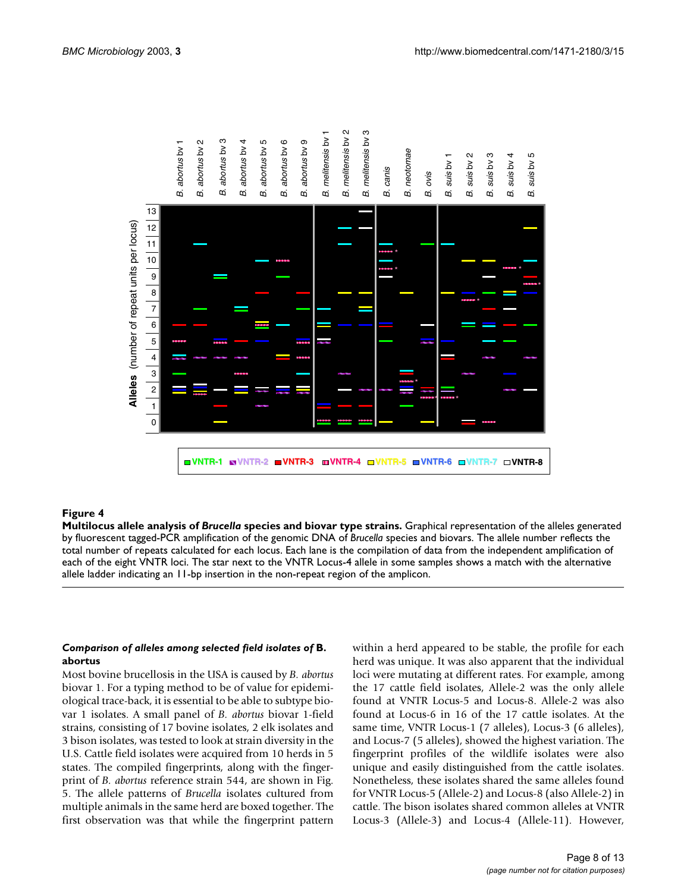**Figure 4**

**Multilocus allele analysis of *Brucella* species and biovar type strains.** Graphical representation of the alleles generated by fluorescent tagged-PCR amplification of the genomic DNA of *Brucella* species and biovars. The allele number reflects the total number of repeats calculated for each locus. Each lane is the compilation of data from the independent amplification of each of the eight VNTR loci. The star next to the VNTR Locus-4 allele in some samples shows a match with the alternative allele ladder indicating an 11-bp insertion in the non-repeat region of the amplicon.

### *Comparison of alleles among selected field isolates of* **B. abortus**

Most bovine brucellosis in the USA is caused by *B. abortus* biovar 1. For a typing method to be of value for epidemiological trace-back, it is essential to be able to subtype biovar 1 isolates. A small panel of *B. abortus* biovar 1-field strains, consisting of 17 bovine isolates, 2 elk isolates and 3 bison isolates, was tested to look at strain diversity in the U.S. Cattle field isolates were acquired from 10 herds in 5 states. The compiled fingerprints, along with the fingerprint of *B. abortus* reference strain 544, are shown in Fig. 5. The allele patterns of *Brucella* isolates cultured from multiple animals in the same herd are boxed together. The first observation was that while the fingerprint pattern within a herd appeared to be stable, the profile for each herd was unique. It was also apparent that the individual loci were mutating at different rates. For example, among the 17 cattle field isolates, Allele-2 was the only allele found at VNTR Locus-5 and Locus-8. Allele-2 was also found at Locus-6 in 16 of the 17 cattle isolates. At the same time, VNTR Locus-1 (7 alleles), Locus-3 (6 alleles), and Locus-7 (5 alleles), showed the highest variation. The fingerprint profiles of the wildlife isolates were also unique and easily distinguished from the cattle isolates. Nonetheless, these isolates shared the same alleles found for VNTR Locus-5 (Allele-2) and Locus-8 (also Allele-2) in cattle. The bison isolates shared common alleles at VNTR Locus-3 (Allele-3) and Locus-4 (Allele-11). However,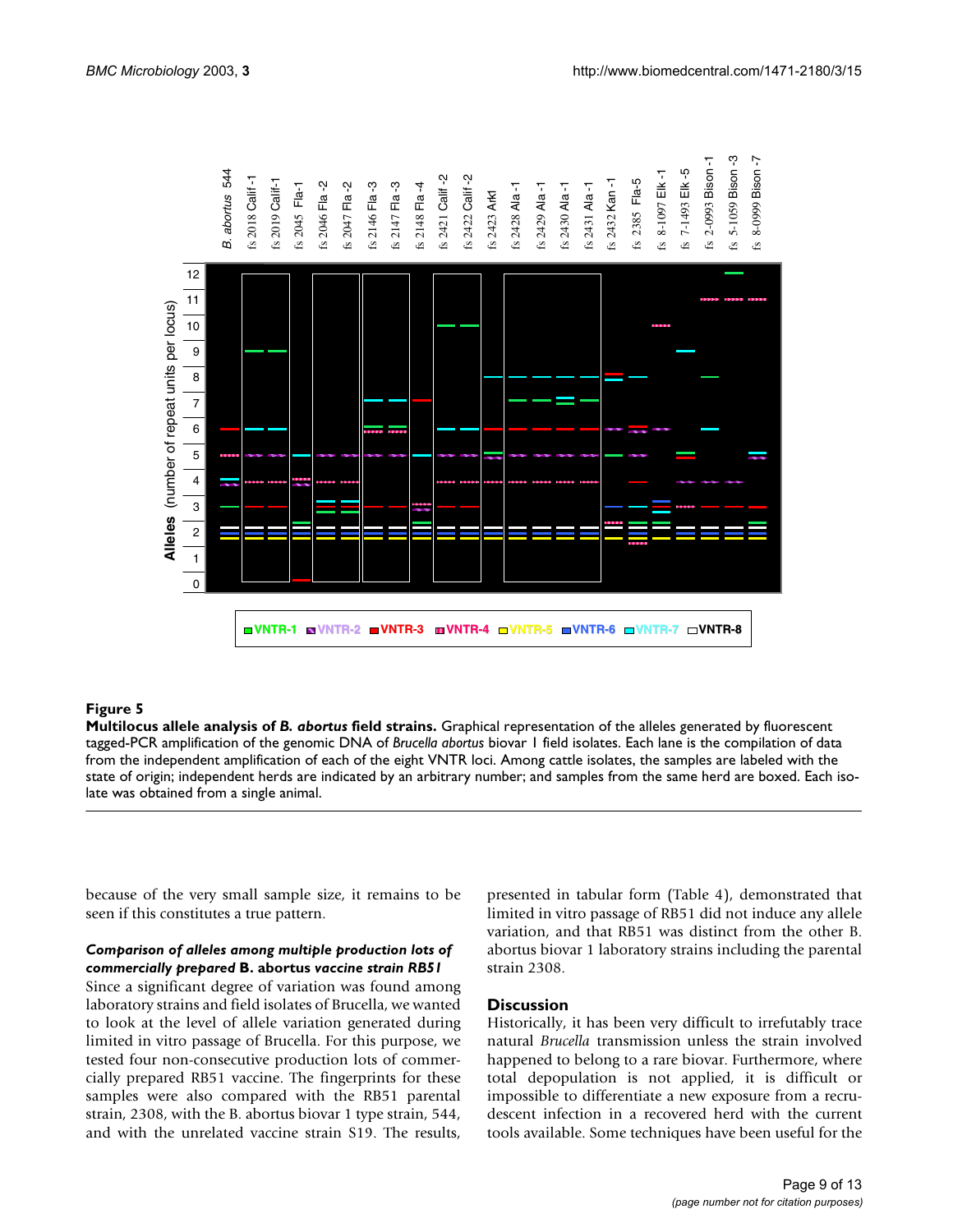**Figure 5**

**Multilocus allele analysis of *B. abortus* field strains.** Graphical representation of the alleles generated by fluorescent tagged-PCR amplification of the genomic DNA of *Brucella abortus* biovar 1 field isolates. Each lane is the compilation of data from the independent amplification of each of the eight VNTR loci. Among cattle isolates, the samples are labeled with the state of origin; independent herds are indicated by an arbitrary number; and samples from the same herd are boxed. Each isolate was obtained from a single animal.

because of the very small sample size, it remains to be seen if this constitutes a true pattern.

### *Comparison of alleles among multiple production lots of commercially prepared* B. abortus *vaccine strain RB51*

Since a significant degree of variation was found among laboratory strains and field isolates of Brucella, we wanted to look at the level of allele variation generated during limited in vitro passage of Brucella. For this purpose, we tested four non-consecutive production lots of commercially prepared RB51 vaccine. The fingerprints for these samples were also compared with the RB51 parental strain, 2308, with the B. abortus biovar 1 type strain, 544, and with the unrelated vaccine strain S19. The results, presented in tabular form (Table 4), demonstrated that limited in vitro passage of RB51 did not induce any allele variation, and that RB51 was distinct from the other B. abortus biovar 1 laboratory strains including the parental strain 2308.

## Discussion

Historically, it has been very difficult to irrefutably trace natural *Brucella* transmission unless the strain involved happened to belong to a rare biovar. Furthermore, where total depopulation is not applied, it is difficult or impossible to differentiate a new exposure from a recrudescent infection in a recovered herd with the current tools available. Some techniques have been useful for the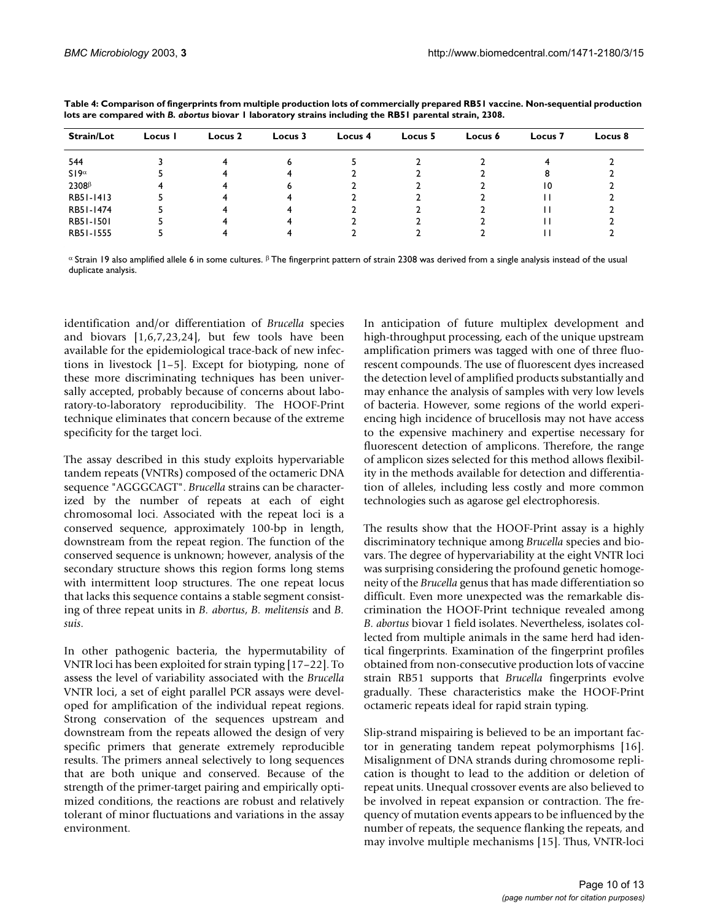**Table 4: Comparison of fingerprints from multiple production lots of commercially prepared RB51 vaccine. Non-sequential production lots are compared with *B. abortus* biovar 1 laboratory strains including the RB51 parental strain, 2308.**

| Strain/Lot | Locus 1 | Locus 2 | Locus 3 | Locus 4 | Locus 5 | Locus 6 | Locus 7 | Locus 8 |
|---|---|---|---|---|---|---|---|---|
| 544 | 3 | 4 | 6 | 5 | 2 | 2 | 4 | 2 |
| S19$^{\alpha}$ | 5 | 4 | 4 | 2 | 2 | 2 | 8 | 2 |
| 2308$^{\beta}$ | 4 | 4 | 6 | 2 | 2 | 2 | 10 | 2 |
| RB51-1413 | 5 | 4 | 4 | 2 | 2 | 2 | 11 | 2 |
| RB51-1474 | 5 | 4 | 4 | 2 | 2 | 2 | 11 | 2 |
| RB51-1501 | 5 | 4 | 4 | 2 | 2 | 2 | 11 | 2 |
| RB51-1555 | 5 | 4 | 4 | 2 | 2 | 2 | 11 | 2 |

$^{\alpha}$ Strain 19 also amplified allele 6 in some cultures. $^{\beta}$ The fingerprint pattern of strain 2308 was derived from a single analysis instead of the usual duplicate analysis.

identification and/or differentiation of *Brucella* species and biovars [1,6,7,23,24], but few tools have been available for the epidemiological trace-back of new infections in livestock [1–5]. Except for biotyping, none of these more discriminating techniques has been universally accepted, probably because of concerns about laboratory-to-laboratory reproducibility. The HOOF-Print technique eliminates that concern because of the extreme specificity for the target loci.

The assay described in this study exploits hypervariable tandem repeats (VNTRs) composed of the octameric DNA sequence "AGGGCAGT". *Brucella* strains can be characterized by the number of repeats at each of eight chromosomal loci. Associated with the repeat loci is a conserved sequence, approximately 100-bp in length, downstream from the repeat region. The function of the conserved sequence is unknown; however, analysis of the secondary structure shows this region forms long stems with intermittent loop structures. The one repeat locus that lacks this sequence contains a stable segment consisting of three repeat units in *B. abortus*, *B. melitensis* and *B. suis*.

In other pathogenic bacteria, the hypermutability of VNTR loci has been exploited for strain typing [17–22]. To assess the level of variability associated with the *Brucella* VNTR loci, a set of eight parallel PCR assays were developed for amplification of the individual repeat regions. Strong conservation of the sequences upstream and downstream from the repeats allowed the design of very specific primers that generate extremely reproducible results. The primers anneal selectively to long sequences that are both unique and conserved. Because of the strength of the primer-target pairing and empirically optimized conditions, the reactions are robust and relatively tolerant of minor fluctuations and variations in the assay environment.

In anticipation of future multiplex development and high-throughput processing, each of the unique upstream amplification primers was tagged with one of three fluorescent compounds. The use of fluorescent dyes increased the detection level of amplified products substantially and may enhance the analysis of samples with very low levels of bacteria. However, some regions of the world experiencing high incidence of brucellosis may not have access to the expensive machinery and expertise necessary for fluorescent detection of amplicons. Therefore, the range of amplicon sizes selected for this method allows flexibility in the methods available for detection and differentiation of alleles, including less costly and more common technologies such as agarose gel electrophoresis.

The results show that the HOOF-Print assay is a highly discriminatory technique among *Brucella* species and biovars. The degree of hypervariability at the eight VNTR loci was surprising considering the profound genetic homogeneity of the *Brucella* genus that has made differentiation so difficult. Even more unexpected was the remarkable discrimination the HOOF-Print technique revealed among *B. abortus* biovar 1 field isolates. Nevertheless, isolates collected from multiple animals in the same herd had identical fingerprints. Examination of the fingerprint profiles obtained from non-consecutive production lots of vaccine strain RB51 supports that *Brucella* fingerprints evolve gradually. These characteristics make the HOOF-Print octameric repeats ideal for rapid strain typing.

Slip-strand mispairing is believed to be an important factor in generating tandem repeat polymorphisms [16]. Misalignment of DNA strands during chromosome replication is thought to lead to the addition or deletion of repeat units. Unequal crossover events are also believed to be involved in repeat expansion or contraction. The frequency of mutation events appears to be influenced by the number of repeats, the sequence flanking the repeats, and may involve multiple mechanisms [15]. Thus, VNTR-loci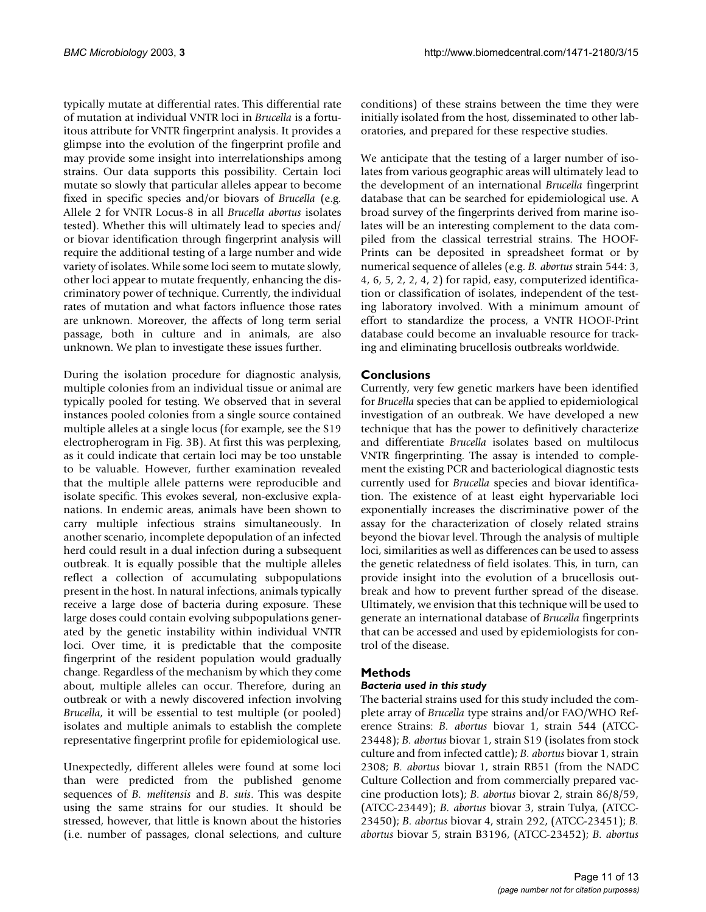typically mutate at differential rates. This differential rate of mutation at individual VNTR loci in *Brucella* is a fortuitous attribute for VNTR fingerprint analysis. It provides a glimpse into the evolution of the fingerprint profile and may provide some insight into interrelationships among strains. Our data supports this possibility. Certain loci mutate so slowly that particular alleles appear to become fixed in specific species and/or biovars of *Brucella* (e.g. Allele 2 for VNTR Locus-8 in all *Brucella abortus* isolates tested). Whether this will ultimately lead to species and/or biovar identification through fingerprint analysis will require the additional testing of a large number and wide variety of isolates. While some loci seem to mutate slowly, other loci appear to mutate frequently, enhancing the discriminatory power of technique. Currently, the individual rates of mutation and what factors influence those rates are unknown. Moreover, the affects of long term serial passage, both in culture and in animals, are also unknown. We plan to investigate these issues further.

During the isolation procedure for diagnostic analysis, multiple colonies from an individual tissue or animal are typically pooled for testing. We observed that in several instances pooled colonies from a single source contained multiple alleles at a single locus (for example, see the S19 electropherogram in Fig. 3B). At first this was perplexing, as it could indicate that certain loci may be too unstable to be valuable. However, further examination revealed that the multiple allele patterns were reproducible and isolate specific. This evokes several, non-exclusive explanations. In endemic areas, animals have been shown to carry multiple infectious strains simultaneously. In another scenario, incomplete depopulation of an infected herd could result in a dual infection during a subsequent outbreak. It is equally possible that the multiple alleles reflect a collection of accumulating subpopulations present in the host. In natural infections, animals typically receive a large dose of bacteria during exposure. These large doses could contain evolving subpopulations generated by the genetic instability within individual VNTR loci. Over time, it is predictable that the composite fingerprint of the resident population would gradually change. Regardless of the mechanism by which they come about, multiple alleles can occur. Therefore, during an outbreak or with a newly discovered infection involving *Brucella*, it will be essential to test multiple (or pooled) isolates and multiple animals to establish the complete representative fingerprint profile for epidemiological use.

Unexpectedly, different alleles were found at some loci than were predicted from the published genome sequences of *B. melitensis* and *B. suis*. This was despite using the same strains for our studies. It should be stressed, however, that little is known about the histories (i.e. number of passages, clonal selections, and culture conditions) of these strains between the time they were initially isolated from the host, disseminated to other laboratories, and prepared for these respective studies.

We anticipate that the testing of a larger number of isolates from various geographic areas will ultimately lead to the development of an international *Brucella* fingerprint database that can be searched for epidemiological use. A broad survey of the fingerprints derived from marine isolates will be an interesting complement to the data compiled from the classical terrestrial strains. The HOOF-Prints can be deposited in spreadsheet format or by numerical sequence of alleles (e.g. *B. abortus* strain 544: 3, 4, 6, 5, 2, 2, 4, 2) for rapid, easy, computerized identification or classification of isolates, independent of the testing laboratory involved. With a minimum amount of effort to standardize the process, a VNTR HOOF-Print database could become an invaluable resource for tracking and eliminating brucellosis outbreaks worldwide.

## Conclusions

Currently, very few genetic markers have been identified for *Brucella* species that can be applied to epidemiological investigation of an outbreak. We have developed a new technique that has the power to definitively characterize and differentiate *Brucella* isolates based on multilocus VNTR fingerprinting. The assay is intended to complement the existing PCR and bacteriological diagnostic tests currently used for *Brucella* species and biovar identification. The existence of at least eight hypervariable loci exponentially increases the discriminative power of the assay for the characterization of closely related strains beyond the biovar level. Through the analysis of multiple loci, similarities as well as differences can be used to assess the genetic relatedness of field isolates. This, in turn, can provide insight into the evolution of a brucellosis outbreak and how to prevent further spread of the disease. Ultimately, we envision that this technique will be used to generate an international database of *Brucella* fingerprints that can be accessed and used by epidemiologists for control of the disease.

## Methods

### *Bacteria used in this study*

The bacterial strains used for this study included the complete array of *Brucella* type strains and/or FAO/WHO Reference Strains: *B. abortus* biovar 1, strain 544 (ATCC-23448); *B. abortus* biovar 1, strain S19 (isolates from stock culture and from infected cattle); *B. abortus* biovar 1, strain 2308; *B. abortus* biovar 1, strain RB51 (from the NADC Culture Collection and from commercially prepared vaccine production lots); *B. abortus* biovar 2, strain 86/8/59, (ATCC-23449); *B. abortus* biovar 3, strain Tulya, (ATCC-23450); *B. abortus* biovar 4, strain 292, (ATCC-23451); *B. abortus* biovar 5, strain B3196, (ATCC-23452); *B. abortus*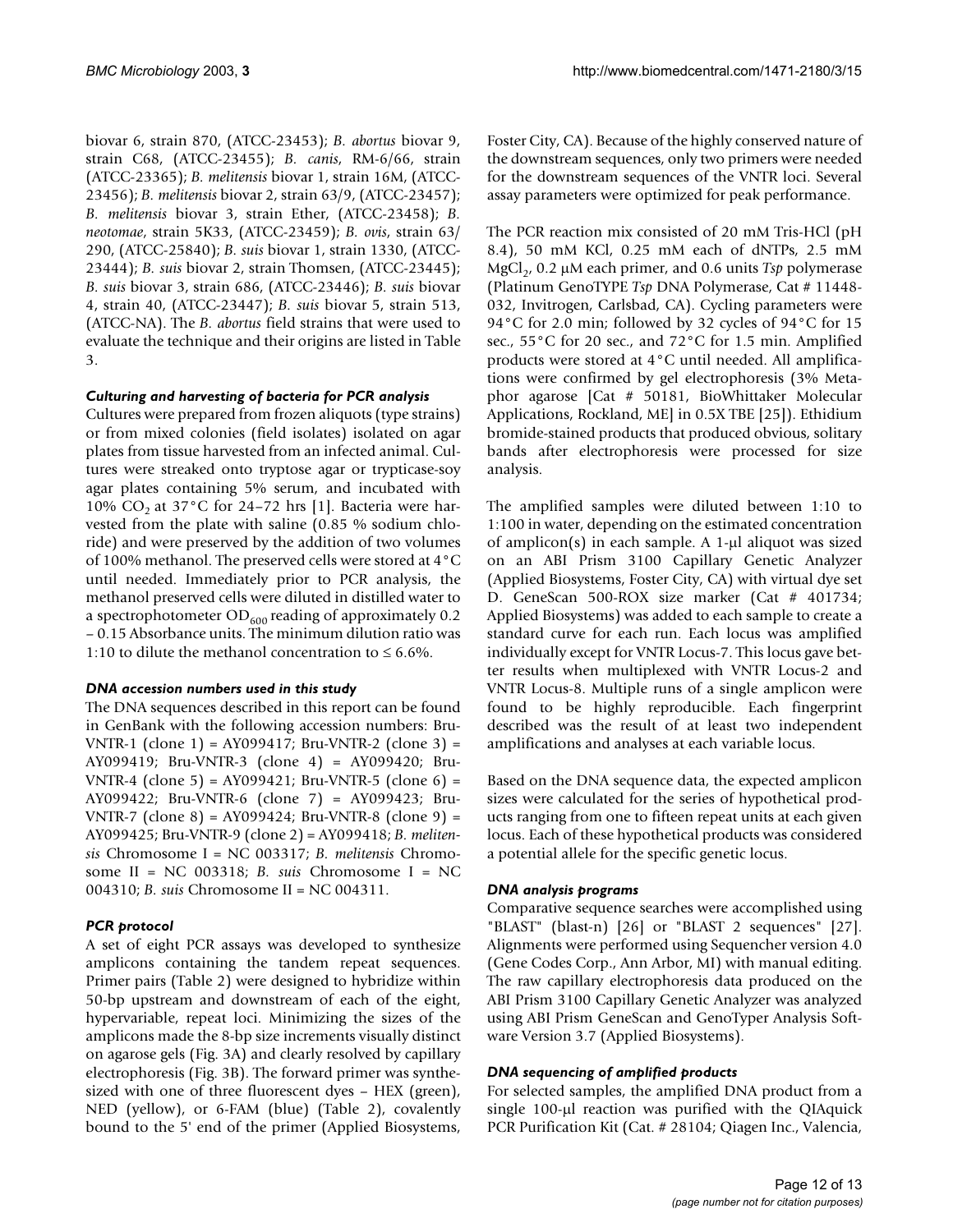biovar 6, strain 870, (ATCC-23453); *B. abortus* biovar 9, strain C68, (ATCC-23455); *B. canis*, RM-6/66, strain (ATCC-23365); *B. melitensis* biovar 1, strain 16M, (ATCC-23456); *B. melitensis* biovar 2, strain 63/9, (ATCC-23457); *B. melitensis* biovar 3, strain Ether, (ATCC-23458); *B. neotomae*, strain 5K33, (ATCC-23459); *B. ovis*, strain 63/290, (ATCC-25840); *B. suis* biovar 1, strain 1330, (ATCC-23444); *B. suis* biovar 2, strain Thomsen, (ATCC-23445); *B. suis* biovar 3, strain 686, (ATCC-23446); *B. suis* biovar 4, strain 40, (ATCC-23447); *B. suis* biovar 5, strain 513, (ATCC-NA). The *B. abortus* field strains that were used to evaluate the technique and their origins are listed in Table 3.

#### *Culturing and harvesting of bacteria for PCR analysis*

Cultures were prepared from frozen aliquots (type strains) or from mixed colonies (field isolates) isolated on agar plates from tissue harvested from an infected animal. Cultures were streaked onto tryptose agar or trypticase-soy agar plates containing 5% serum, and incubated with 10% $CO_2$ at 37°C for 24–72 hrs [1]. Bacteria were harvested from the plate with saline (0.85 % sodium chloride) and were preserved by the addition of two volumes of 100% methanol. The preserved cells were stored at 4°C until needed. Immediately prior to PCR analysis, the methanol preserved cells were diluted in distilled water to a spectrophotometer $OD_{600}$ reading of approximately 0.2 – 0.15 Absorbance units. The minimum dilution ratio was 1:10 to dilute the methanol concentration to ≤ 6.6%.

#### *DNA accession numbers used in this study*

The DNA sequences described in this report can be found in GenBank with the following accession numbers: Bru-VNTR-1 (clone 1) = AY099417; Bru-VNTR-2 (clone 3) = AY099419; Bru-VNTR-3 (clone 4) = AY099420; Bru-VNTR-4 (clone 5) = AY099421; Bru-VNTR-5 (clone 6) = AY099422; Bru-VNTR-6 (clone 7) = AY099423; Bru-VNTR-7 (clone 8) = AY099424; Bru-VNTR-8 (clone 9) = AY099425; Bru-VNTR-9 (clone 2) = AY099418; *B. melitensis* Chromosome I = NC 003317; *B. melitensis* Chromosome II = NC 003318; *B. suis* Chromosome I = NC 004310; *B. suis* Chromosome II = NC 004311.

#### *PCR protocol*

A set of eight PCR assays was developed to synthesize amplicons containing the tandem repeat sequences. Primer pairs (Table 2) were designed to hybridize within 50-bp upstream and downstream of each of the eight, hypervariable, repeat loci. Minimizing the sizes of the amplicons made the 8-bp size increments visually distinct on agarose gels (Fig. 3A) and clearly resolved by capillary electrophoresis (Fig. 3B). The forward primer was synthesized with one of three fluorescent dyes – HEX (green), NED (yellow), or 6-FAM (blue) (Table 2), covalently bound to the 5' end of the primer (Applied Biosystems, Foster City, CA). Because of the highly conserved nature of the downstream sequences, only two primers were needed for the downstream sequences of the VNTR loci. Several assay parameters were optimized for peak performance.

The PCR reaction mix consisted of 20 mM Tris-HCl (pH 8.4), 50 mM KCl, 0.25 mM each of dNTPs, 2.5 mM $MgCl_2$, 0.2 μM each primer, and 0.6 units *Tsp* polymerase (Platinum GenoTYPE *Tsp* DNA Polymerase, Cat # 11448-032, Invitrogen, Carlsbad, CA). Cycling parameters were 94°C for 2.0 min; followed by 32 cycles of 94°C for 15 sec., 55°C for 20 sec., and 72°C for 1.5 min. Amplified products were stored at 4°C until needed. All amplifications were confirmed by gel electrophoresis (3% Metaphor agarose [Cat # 50181, BioWhittaker Molecular Applications, Rockland, ME] in 0.5X TBE [25]). Ethidium bromide-stained products that produced obvious, solitary bands after electrophoresis were processed for size analysis.

The amplified samples were diluted between 1:10 to 1:100 in water, depending on the estimated concentration of amplicon(s) in each sample. A 1-μl aliquot was sized on an ABI Prism 3100 Capillary Genetic Analyzer (Applied Biosystems, Foster City, CA) with virtual dye set D. GeneScan 500-ROX size marker (Cat # 401734; Applied Biosystems) was added to each sample to create a standard curve for each run. Each locus was amplified individually except for VNTR Locus-7. This locus gave better results when multiplexed with VNTR Locus-2 and VNTR Locus-8. Multiple runs of a single amplicon were found to be highly reproducible. Each fingerprint described was the result of at least two independent amplifications and analyses at each variable locus.

Based on the DNA sequence data, the expected amplicon sizes were calculated for the series of hypothetical products ranging from one to fifteen repeat units at each given locus. Each of these hypothetical products was considered a potential allele for the specific genetic locus.

#### *DNA analysis programs*

Comparative sequence searches were accomplished using "BLAST" (blast-n) [26] or "BLAST 2 sequences" [27]. Alignments were performed using Sequencher version 4.0 (Gene Codes Corp., Ann Arbor, MI) with manual editing. The raw capillary electrophoresis data produced on the ABI Prism 3100 Capillary Genetic Analyzer was analyzed using ABI Prism GeneScan and GenoTyper Analysis Software Version 3.7 (Applied Biosystems).

#### *DNA sequencing of amplified products*

For selected samples, the amplified DNA product from a single 100-μl reaction was purified with the QIAquick PCR Purification Kit (Cat. # 28104; Qiagen Inc., Valencia,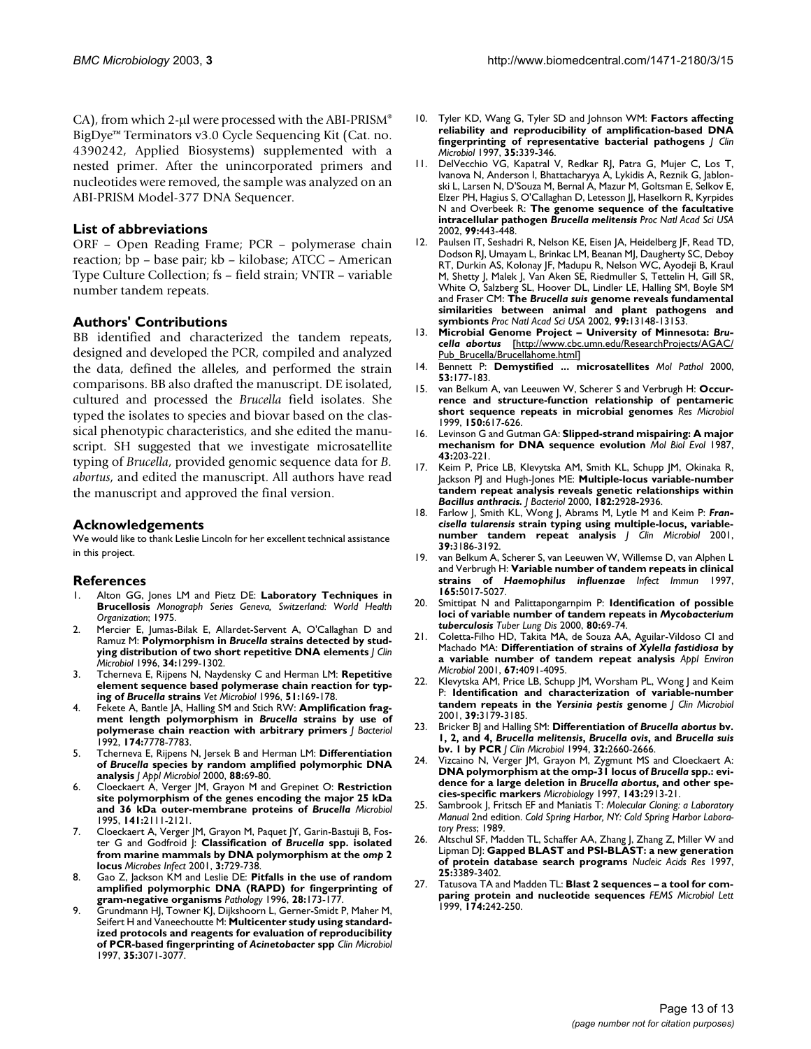CA), from which 2-µl were processed with the ABI-PRISM® BigDye™ Terminators v3.0 Cycle Sequencing Kit (Cat. no. 4390242, Applied Biosystems) supplemented with a nested primer. After the unincorporated primers and nucleotides were removed, the sample was analyzed on an ABI-PRISM Model-377 DNA Sequencer.

## List of abbreviations

ORF – Open Reading Frame; PCR – polymerase chain reaction; bp – base pair; kb – kilobase; ATCC – American Type Culture Collection; fs – field strain; VNTR – variable number tandem repeats.

## Authors' Contributions

BB identified and characterized the tandem repeats, designed and developed the PCR, compiled and analyzed the data, defined the alleles, and performed the strain comparisons. BB also drafted the manuscript. DE isolated, cultured and processed the *Brucella* field isolates. She typed the isolates to species and biovar based on the classical phenotypic characteristics, and she edited the manuscript. SH suggested that we investigate microsatellite typing of *Brucella*, provided genomic sequence data for *B. abortus*, and edited the manuscript. All authors have read the manuscript and approved the final version.

## Acknowledgements

We would like to thank Leslie Lincoln for her excellent technical assistance in this project.

## References

1. Alton GG, Jones LM and Pietz DE: **Laboratory Techniques in Brucellosis** *Monograph Series Geneva, Switzerland: World Health Organization*; 1975.
2. Mercier E, Jumas-Bilak E, Allardet-Servent A, O'Callaghan D and Ramuz M: **Polymorphism in *Brucella* strains detected by studying distribution of two short repetitive DNA elements** *J Clin Microbiol* 1996, **34:**1299-1302.
3. Tcherneva E, Rijpens N, Naydensky C and Herman LM: **Repetitive element sequence based polymerase chain reaction for typing of *Brucella* strains** *Vet Microbiol* 1996, **51:**169-178.
4. Fekete A, Bantle JA, Halling SM and Stich RW: **Amplification fragment length polymorphism in *Brucella* strains by use of polymerase chain reaction with arbitrary primers** *J Bacteriol* 1992, **174:**7778-7783.
5. Tcherneva E, Rijpens N, Jersek B and Herman LM: **Differentiation of *Brucella* species by random amplified polymorphic DNA analysis** *J Appl Microbiol* 2000, **88:**69-80.
6. Cloeckaert A, Verger JM, Grayon M and Grepinet O: **Restriction site polymorphism of the genes encoding the major 25 kDa and 36 kDa outer-membrane proteins of *Brucella*** *Microbiol* 1995, **141:**2111-2121.
7. Cloeckaert A, Verger JM, Grayon M, Paquet JY, Garin-Bastuji B, Foster G and Godfroid J: **Classification of *Brucella* spp. isolated from marine mammals by DNA polymorphism at the *omp* 2 locus** *Microbes Infect* 2001, **3:**729-738.
8. Gao Z, Jackson KM and Leslie DE: **Pitfalls in the use of random amplified polymorphic DNA (RAPD) for fingerprinting of gram-negative organisms** *Pathology* 1996, **28:**173-177.
9. Grundmann HJ, Towner KJ, Dijkshoorn L, Gerner-Smidt P, Maher M, Seifert H and Vaneechoutte M: **Multicenter study using standardized protocols and reagents for evaluation of reproducibility of PCR-based fingerprinting of *Acinetobacter* spp** *Clin Microbiol* 1997, **35:**3071-3077.
10. Tyler KD, Wang G, Tyler SD and Johnson WM: **Factors affecting reliability and reproducibility of amplification-based DNA fingerprinting of representative bacterial pathogens** *J Clin Microbiol* 1997, **35:**339-346.
11. DelVecchio VG, Kapatral V, Redkar RJ, Patra G, Mujer C, Los T, Ivanova N, Anderson I, Bhattacharyya A, Lykidis A, Reznik G, Jablonski L, Larsen N, D'Souza M, Bernal A, Mazur M, Goltsman E, Selkov E, Elzer PH, Hagius S, O'Callaghan D, Letesson JJ, Haselkorn R, Kyrpides N and Overbeek R: **The genome sequence of the facultative intracellular pathogen *Brucella melitensis*** *Proc Natl Acad Sci USA* 2002, **99:**443-448.
12. Paulsen IT, Seshadri R, Nelson KE, Eisen JA, Heidelberg JF, Read TD, Dodson RJ, Umayam L, Brinkac LM, Beanan MJ, Daugherty SC, Deboy RT, Durkin AS, Kolonay JF, Madupu R, Nelson WC, Ayodeji B, Kraul M, Shetty J, Malek J, Van Aken SE, Riedmuller S, Tettelin H, Gill SR, White O, Salzberg SL, Hoover DL, Lindler LE, Halling SM, Boyle SM and Fraser CM: **The *Brucella suis* genome reveals fundamental similarities between animal and plant pathogens and symbionts** *Proc Natl Acad Sci USA* 2002, **99:**13148-13153.
13. **Microbial Genome Project – University of Minnesota: *Brucella abortus*** [http://www.cbc.umn.edu/ResearchProjects/AGAC/Pub_Brucella/Brucellahome.html]
14. Bennett P: **Demystified ... microsatellites** *Mol Pathol* 2000, **53:**177-183.
15. van Belkum A, van Leeuwen W, Scherer S and Verbrugh H: **Occurrence and structure-function relationship of pentameric short sequence repeats in microbial genomes** *Res Microbiol* 1999, **150:**617-626.
16. Levinson G and Gutman GA: **Slipped-strand mispairing: A major mechanism for DNA sequence evolution** *Mol Biol Evol* 1987, **43:**203-221.
17. Keim P, Price LB, Klevytska AM, Smith KL, Schupp JM, Okinaka R, Jackson PJ and Hugh-Jones ME: **Multiple-locus variable-number tandem repeat analysis reveals genetic relationships within *Bacillus anthracis*.** *J Bacteriol* 2000, **182:**2928-2936.
18. Farlow J, Smith KL, Wong J, Abrams M, Lytle M and Keim P: ***Francisella tularensis* strain typing using multiple-locus, variable-number tandem repeat analysis** *J Clin Microbiol* 2001, **39:**3186-3192.
19. van Belkum A, Scherer S, van Leeuwen W, Willemse D, van Alphen L and Verbrugh H: **Variable number of tandem repeats in clinical strains of *Haemophilus influenzae*** *Infect Immun* 1997, **165:**5017-5027.
20. Smittipat N and Palittapongarnpim P: **Identification of possible loci of variable number of tandem repeats in *Mycobacterium tuberculosis*** *Tuber Lung Dis* 2000, **80:**69-74.
21. Coletta-Filho HD, Takita MA, de Souza AA, Aguilar-Vildoso CI and Machado MA: **Differentiation of strains of *Xylella fastidiosa* by a variable number of tandem repeat analysis** *Appl Environ Microbiol* 2001, **67:**4091-4095.
22. Klevytska AM, Price LB, Schupp JM, Worsham PL, Wong J and Keim P: **Identification and characterization of variable-number tandem repeats in the *Yersinia pestis* genome** *J Clin Microbiol* 2001, **39:**3179-3185.
23. Bricker BJ and Halling SM: **Differentiation of *Brucella abortus* bv. 1, 2, and 4, *Brucella melitensis*, *Brucella ovis*, and *Brucella suis* bv. 1 by PCR** *J Clin Microbiol* 1994, **32:**2660-2666.
24. Vizcaino N, Verger JM, Grayon M, Zygmunt MS and Cloeckaert A: **DNA polymorphism at the omp-31 locus of *Brucella* spp.: evidence for a large deletion in *Brucella abortus*, and other species-specific markers** *Microbiology* 1997, **143:**2913-21.
25. Sambrook J, Fritsch EF and Maniatis T: *Molecular Cloning: a Laboratory Manual* 2nd edition. *Cold Spring Harbor, NY: Cold Spring Harbor Laboratory Press*; 1989.
26. Altschul SF, Madden TL, Schaffer AA, Zhang J, Zhang Z, Miller W and Lipman DJ: **Gapped BLAST and PSI-BLAST: a new generation of protein database search programs** *Nucleic Acids Res* 1997, **25:**3389-3402.
27. Tatusova TA and Madden TL: **Blast 2 sequences – a tool for comparing protein and nucleotide sequences** *FEMS Microbiol Lett* 1999, **174:**242-250.